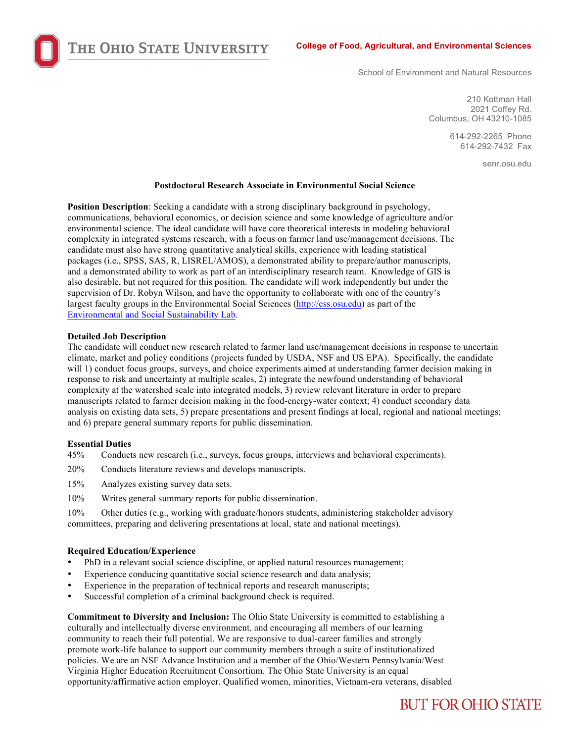The Ohio State University

**College of Food, Agricultural, and Environmental Sciences**

School of Environment and Natural Resources

210 Kottman Hall
2021 Coffey Rd.
Columbus, OH 43210-1085

614-292-2265 Phone
614-292-7432 Fax

senr.osu.edu

## Postdoctoral Research Associate in Environmental Social Science

**Position Description**: Seeking a candidate with a strong disciplinary background in psychology, communications, behavioral economics, or decision science and some knowledge of agriculture and/or environmental science. The ideal candidate will have core theoretical interests in modeling behavioral complexity in integrated systems research, with a focus on farmer land use/management decisions. The candidate must also have strong quantitative analytical skills, experience with leading statistical packages (i.e., SPSS, SAS, R, LISREL/AMOS), a demonstrated ability to prepare/author manuscripts, and a demonstrated ability to work as part of an interdisciplinary research team. Knowledge of GIS is also desirable, but not required for this position. The candidate will work independently but under the supervision of Dr. Robyn Wilson, and have the opportunity to collaborate with one of the country's largest faculty groups in the Environmental Social Sciences (http://ess.osu.edu) as part of the Environmental and Social Sustainability Lab.

### Detailed Job Description

The candidate will conduct new research related to farmer land use/management decisions in response to uncertain climate, market and policy conditions (projects funded by USDA, NSF and US EPA). Specifically, the candidate will 1) conduct focus groups, surveys, and choice experiments aimed at understanding farmer decision making in response to risk and uncertainty at multiple scales, 2) integrate the newfound understanding of behavioral complexity at the watershed scale into integrated models, 3) review relevant literature in order to prepare manuscripts related to farmer decision making in the food-energy-water context; 4) conduct secondary data analysis on existing data sets, 5) prepare presentations and present findings at local, regional and national meetings; and 6) prepare general summary reports for public dissemination.

### Essential Duties

45% Conducts new research (i.e., surveys, focus groups, interviews and behavioral experiments).

20% Conducts literature reviews and develops manuscripts.

15% Analyzes existing survey data sets.

10% Writes general summary reports for public dissemination.

10% Other duties (e.g., working with graduate/honors students, administering stakeholder advisory committees, preparing and delivering presentations at local, state and national meetings).

### Required Education/Experience

- PhD in a relevant social science discipline, or applied natural resources management;
- Experience conducing quantitative social science research and data analysis;
- Experience in the preparation of technical reports and research manuscripts;
- Successful completion of a criminal background check is required.

**Commitment to Diversity and Inclusion:** The Ohio State University is committed to establishing a culturally and intellectually diverse environment, and encouraging all members of our learning community to reach their full potential. We are responsive to dual-career families and strongly promote work-life balance to support our community members through a suite of institutionalized policies. We are an NSF Advance Institution and a member of the Ohio/Western Pennsylvania/West Virginia Higher Education Recruitment Consortium. The Ohio State University is an equal opportunity/affirmative action employer. Qualified women, minorities, Vietnam-era veterans, disabled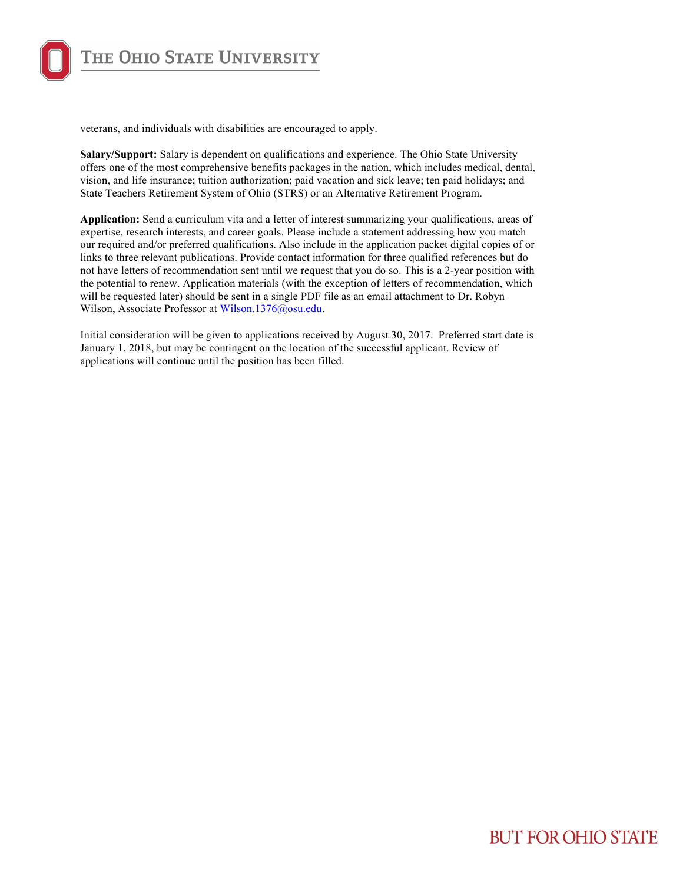veterans, and individuals with disabilities are encouraged to apply.

**Salary/Support:** Salary is dependent on qualifications and experience. The Ohio State University offers one of the most comprehensive benefits packages in the nation, which includes medical, dental, vision, and life insurance; tuition authorization; paid vacation and sick leave; ten paid holidays; and State Teachers Retirement System of Ohio (STRS) or an Alternative Retirement Program.

**Application:** Send a curriculum vita and a letter of interest summarizing your qualifications, areas of expertise, research interests, and career goals. Please include a statement addressing how you match our required and/or preferred qualifications. Also include in the application packet digital copies of or links to three relevant publications. Provide contact information for three qualified references but do not have letters of recommendation sent until we request that you do so. This is a 2-year position with the potential to renew. Application materials (with the exception of letters of recommendation, which will be requested later) should be sent in a single PDF file as an email attachment to Dr. Robyn Wilson, Associate Professor at Wilson.1376@osu.edu.

Initial consideration will be given to applications received by August 30, 2017. Preferred start date is January 1, 2018, but may be contingent on the location of the successful applicant. Review of applications will continue until the position has been filled.